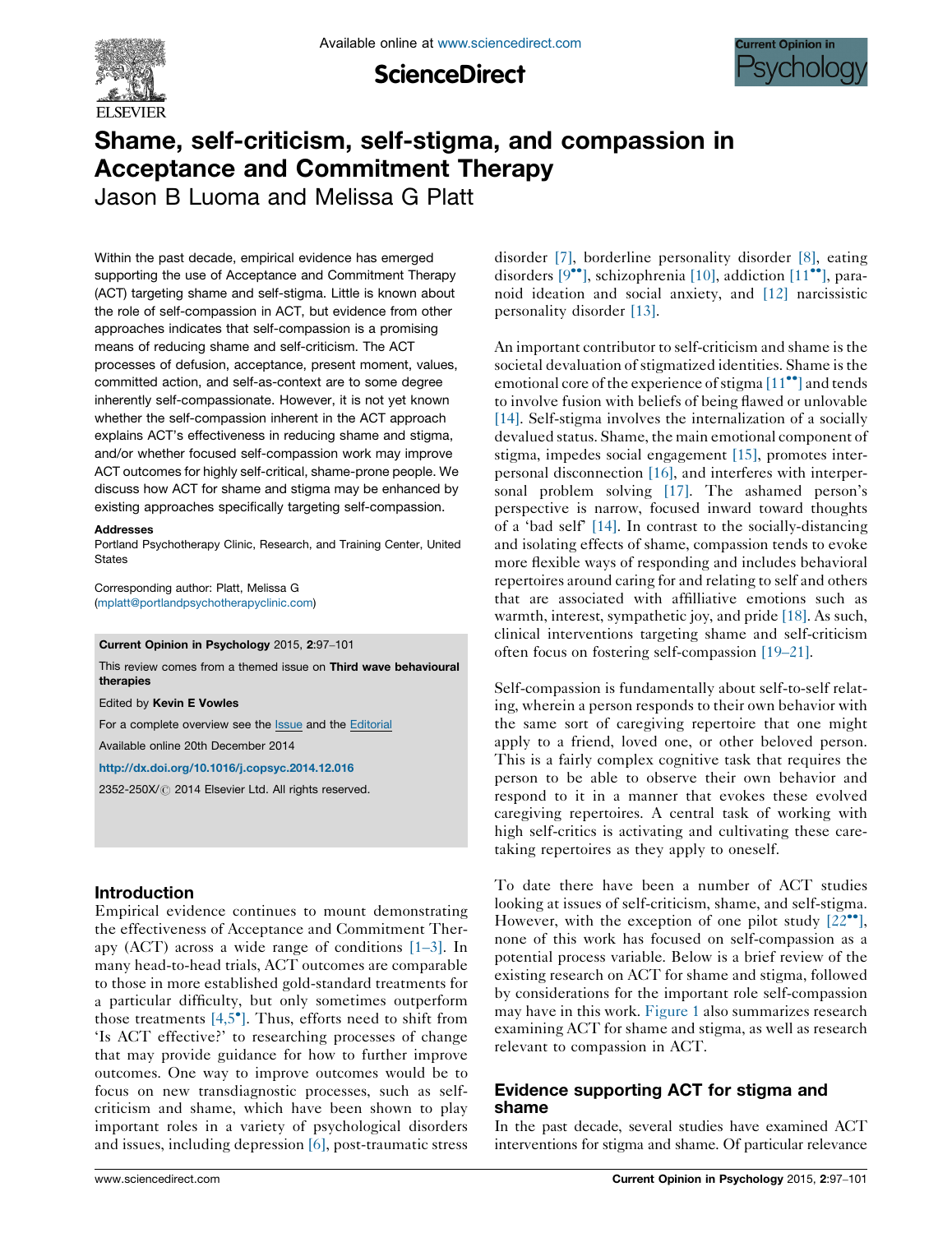# Shame, self-criticism, self-stigma, and compassion in Acceptance and Commitment Therapy

Jason B Luoma and Melissa G Platt

Within the past decade, empirical evidence has emerged supporting the use of Acceptance and Commitment Therapy (ACT) targeting shame and self-stigma. Little is known about the role of self-compassion in ACT, but evidence from other approaches indicates that self-compassion is a promising means of reducing shame and self-criticism. The ACT processes of defusion, acceptance, present moment, values, committed action, and self-as-context are to some degree inherently self-compassionate. However, it is not yet known whether the self-compassion inherent in the ACT approach explains ACT's effectiveness in reducing shame and stigma, and/or whether focused self-compassion work may improve ACT outcomes for highly self-critical, shame-prone people. We discuss how ACT for shame and stigma may be enhanced by existing approaches specifically targeting self-compassion.

**Addresses**

Portland Psychotherapy Clinic, Research, and Training Center, United States

Corresponding author: Platt, Melissa G (mplatt@portlandpsychotherapyclinic.com)

**Current Opinion in Psychology** 2015, **2**:97–101

This review comes from a themed issue on **Third wave behavioural therapies**

Edited by **Kevin E Vowles**

For a complete overview see the Issue and the Editorial

Available online 20th December 2014

http://dx.doi.org/10.1016/j.copsyc.2014.12.016

2352-250X/© 2014 Elsevier Ltd. All rights reserved.

## Introduction

Empirical evidence continues to mount demonstrating the effectiveness of Acceptance and Commitment Therapy (ACT) across a wide range of conditions [1–3]. In many head-to-head trials, ACT outcomes are comparable to those in more established gold-standard treatments for a particular difficulty, but only sometimes outperform those treatments [4,5•]. Thus, efforts need to shift from 'Is ACT effective?' to researching processes of change that may provide guidance for how to further improve outcomes. One way to improve outcomes would be to focus on new transdiagnostic processes, such as self-criticism and shame, which have been shown to play important roles in a variety of psychological disorders and issues, including depression [6], post-traumatic stress disorder [7], borderline personality disorder [8], eating disorders [9••], schizophrenia [10], addiction [11••], paranoid ideation and social anxiety, and [12] narcissistic personality disorder [13].

An important contributor to self-criticism and shame is the societal devaluation of stigmatized identities. Shame is the emotional core of the experience of stigma [11••] and tends to involve fusion with beliefs of being flawed or unlovable [14]. Self-stigma involves the internalization of a socially devalued status. Shame, the main emotional component of stigma, impedes social engagement [15], promotes interpersonal disconnection [16], and interferes with interpersonal problem solving [17]. The ashamed person's perspective is narrow, focused inward toward thoughts of a 'bad self' [14]. In contrast to the socially-distancing and isolating effects of shame, compassion tends to evoke more flexible ways of responding and includes behavioral repertoires around caring for and relating to self and others that are associated with affiliative emotions such as warmth, interest, sympathetic joy, and pride [18]. As such, clinical interventions targeting shame and self-criticism often focus on fostering self-compassion [19–21].

Self-compassion is fundamentally about self-to-self relating, wherein a person responds to their own behavior with the same sort of caregiving repertoire that one might apply to a friend, loved one, or other beloved person. This is a fairly complex cognitive task that requires the person to be able to observe their own behavior and respond to it in a manner that evokes these evolved caregiving repertoires. A central task of working with high self-critics is activating and cultivating these caretaking repertoires as they apply to oneself.

To date there have been a number of ACT studies looking at issues of self-criticism, shame, and self-stigma. However, with the exception of one pilot study [22••], none of this work has focused on self-compassion as a potential process variable. Below is a brief review of the existing research on ACT for shame and stigma, followed by considerations for the important role self-compassion may have in this work. Figure 1 also summarizes research examining ACT for shame and stigma, as well as research relevant to compassion in ACT.

## Evidence supporting ACT for stigma and shame

In the past decade, several studies have examined ACT interventions for stigma and shame. Of particular relevance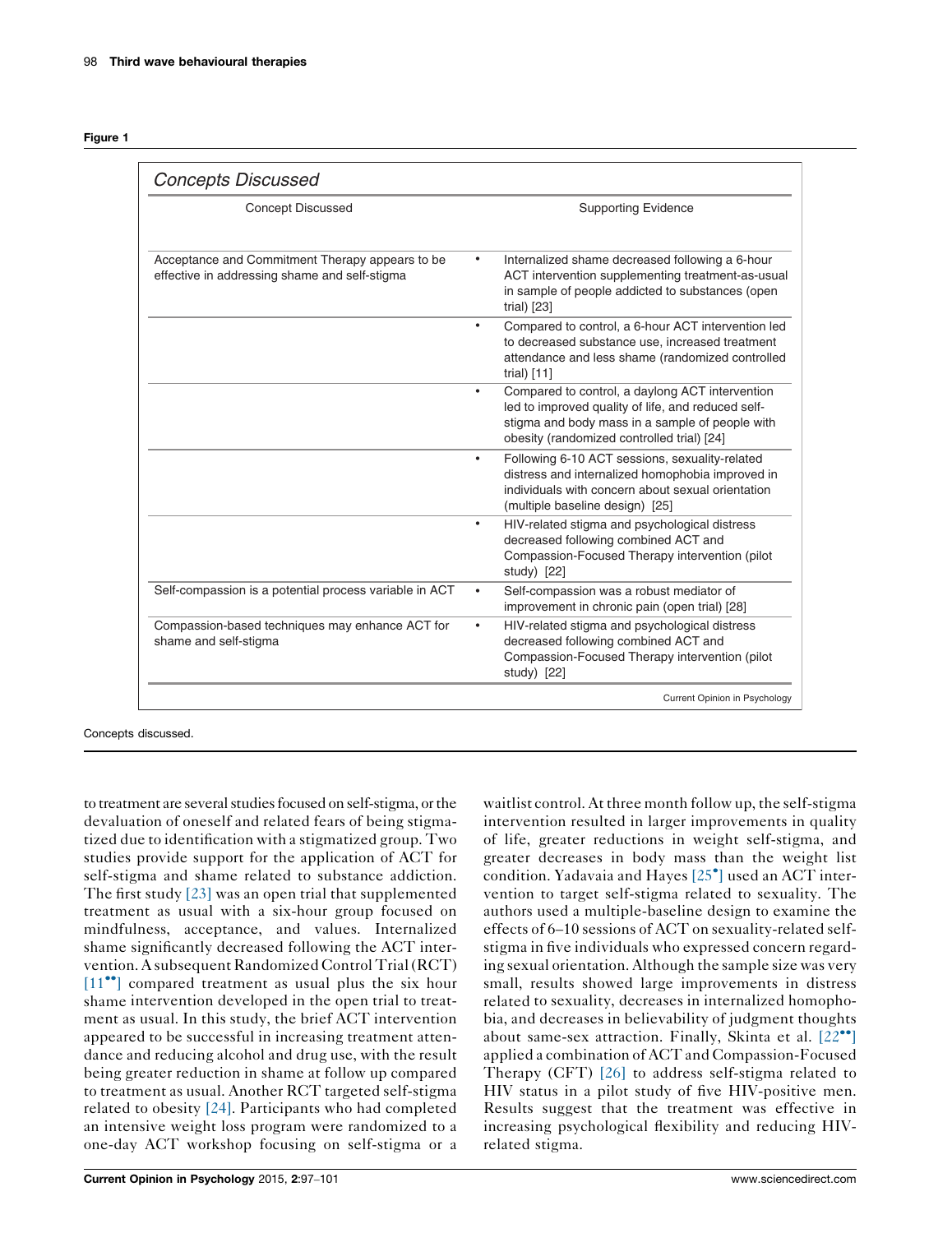**Figure 1**

*Concepts Discussed*

| Concept Discussed | Supporting Evidence |
| --- | --- |
| Acceptance and Commitment Therapy appears to be effective in addressing shame and self-stigma | • Internalized shame decreased following a 6-hour ACT intervention supplementing treatment-as-usual in sample of people addicted to substances (open trial) [23] |
| | • Compared to control, a 6-hour ACT intervention led to decreased substance use, increased treatment attendance and less shame (randomized controlled trial) [11] |
| | • Compared to control, a daylong ACT intervention led to improved quality of life, and reduced self-stigma and body mass in a sample of people with obesity (randomized controlled trial) [24] |
| | • Following 6-10 ACT sessions, sexuality-related distress and internalized homophobia improved in individuals with concern about sexual orientation (multiple baseline design) [25] |
| | • HIV-related stigma and psychological distress decreased following combined ACT and Compassion-Focused Therapy intervention (pilot study) [22] |
| Self-compassion is a potential process variable in ACT | • Self-compassion was a robust mediator of improvement in chronic pain (open trial) [28] |
| Compassion-based techniques may enhance ACT for shame and self-stigma | • HIV-related stigma and psychological distress decreased following combined ACT and Compassion-Focused Therapy intervention (pilot study) [22] |

Current Opinion in Psychology

Concepts discussed.

to treatment are several studies focused on self-stigma, or the devaluation of oneself and related fears of being stigmatized due to identification with a stigmatized group. Two studies provide support for the application of ACT for self-stigma and shame related to substance addiction. The first study [23] was an open trial that supplemented treatment as usual with a six-hour group focused on mindfulness, acceptance, and values. Internalized shame significantly decreased following the ACT intervention. A subsequent Randomized Control Trial (RCT) [11••] compared treatment as usual plus the six hour shame intervention developed in the open trial to treatment as usual. In this study, the brief ACT intervention appeared to be successful in increasing treatment attendance and reducing alcohol and drug use, with the result being greater reduction in shame at follow up compared to treatment as usual. Another RCT targeted self-stigma related to obesity [24]. Participants who had completed an intensive weight loss program were randomized to a one-day ACT workshop focusing on self-stigma or a waitlist control. At three month follow up, the self-stigma intervention resulted in larger improvements in quality of life, greater reductions in weight self-stigma, and greater decreases in body mass than the weight list condition. Yadavaia and Hayes [25•] used an ACT intervention to target self-stigma related to sexuality. The authors used a multiple-baseline design to examine the effects of 6–10 sessions of ACT on sexuality-related self-stigma in five individuals who expressed concern regarding sexual orientation. Although the sample size was very small, results showed large improvements in distress related to sexuality, decreases in internalized homophobia, and decreases in believability of judgment thoughts about same-sex attraction. Finally, Skinta et al. [22••] applied a combination of ACT and Compassion-Focused Therapy (CFT) [26] to address self-stigma related to HIV status in a pilot study of five HIV-positive men. Results suggest that the treatment was effective in increasing psychological flexibility and reducing HIV-related stigma.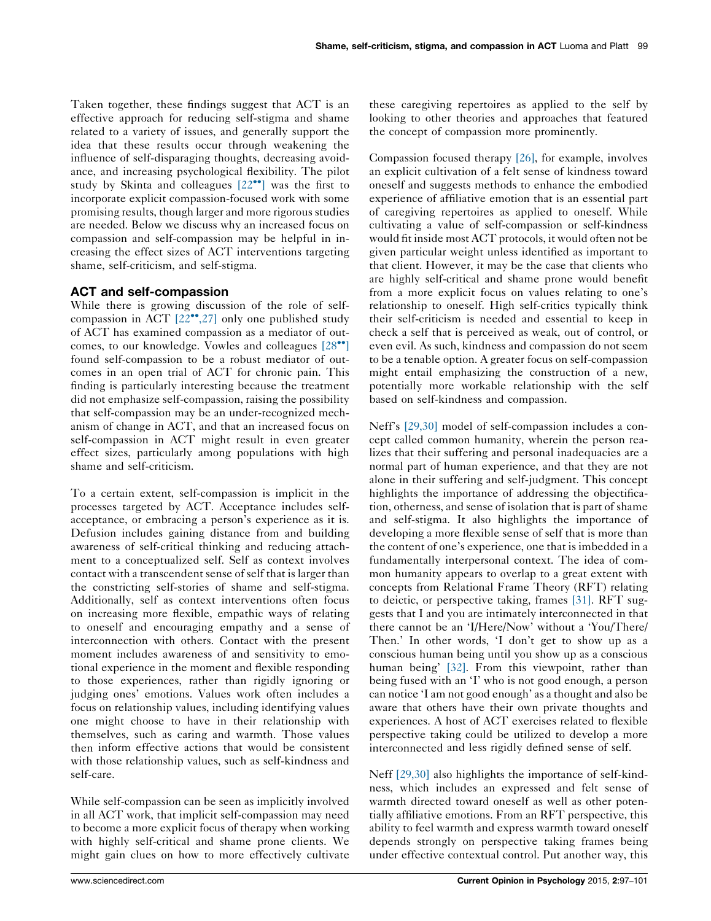Taken together, these findings suggest that ACT is an effective approach for reducing self-stigma and shame related to a variety of issues, and generally support the idea that these results occur through weakening the influence of self-disparaging thoughts, decreasing avoidance, and increasing psychological flexibility. The pilot study by Skinta and colleagues [22••] was the first to incorporate explicit compassion-focused work with some promising results, though larger and more rigorous studies are needed. Below we discuss why an increased focus on compassion and self-compassion may be helpful in increasing the effect sizes of ACT interventions targeting shame, self-criticism, and self-stigma.

## ACT and self-compassion

While there is growing discussion of the role of self-compassion in ACT [22••,27] only one published study of ACT has examined compassion as a mediator of outcomes, to our knowledge. Vowles and colleagues [28••] found self-compassion to be a robust mediator of outcomes in an open trial of ACT for chronic pain. This finding is particularly interesting because the treatment did not emphasize self-compassion, raising the possibility that self-compassion may be an under-recognized mechanism of change in ACT, and that an increased focus on self-compassion in ACT might result in even greater effect sizes, particularly among populations with high shame and self-criticism.

To a certain extent, self-compassion is implicit in the processes targeted by ACT. Acceptance includes self-acceptance, or embracing a person's experience as it is. Defusion includes gaining distance from and building awareness of self-critical thinking and reducing attachment to a conceptualized self. Self as context involves contact with a transcendent sense of self that is larger than the constricting self-stories of shame and self-stigma. Additionally, self as context interventions often focus on increasing more flexible, empathic ways of relating to oneself and encouraging empathy and a sense of interconnection with others. Contact with the present moment includes awareness of and sensitivity to emotional experience in the moment and flexible responding to those experiences, rather than rigidly ignoring or judging ones' emotions. Values work often includes a focus on relationship values, including identifying values one might choose to have in their relationship with themselves, such as caring and warmth. Those values then inform effective actions that would be consistent with those relationship values, such as self-kindness and self-care.

While self-compassion can be seen as implicitly involved in all ACT work, that implicit self-compassion may need to become a more explicit focus of therapy when working with highly self-critical and shame prone clients. We might gain clues on how to more effectively cultivate these caregiving repertoires as applied to the self by looking to other theories and approaches that featured the concept of compassion more prominently.

Compassion focused therapy [26], for example, involves an explicit cultivation of a felt sense of kindness toward oneself and suggests methods to enhance the embodied experience of affiliative emotion that is an essential part of caregiving repertoires as applied to oneself. While cultivating a value of self-compassion or self-kindness would fit inside most ACT protocols, it would often not be given particular weight unless identified as important to that client. However, it may be the case that clients who are highly self-critical and shame prone would benefit from a more explicit focus on values relating to one's relationship to oneself. High self-critics typically think their self-criticism is needed and essential to keep in check a self that is perceived as weak, out of control, or even evil. As such, kindness and compassion do not seem to be a tenable option. A greater focus on self-compassion might entail emphasizing the construction of a new, potentially more workable relationship with the self based on self-kindness and compassion.

Neff's [29,30] model of self-compassion includes a concept called common humanity, wherein the person realizes that their suffering and personal inadequacies are a normal part of human experience, and that they are not alone in their suffering and self-judgment. This concept highlights the importance of addressing the objectification, otherness, and sense of isolation that is part of shame and self-stigma. It also highlights the importance of developing a more flexible sense of self that is more than the content of one's experience, one that is imbedded in a fundamentally interpersonal context. The idea of common humanity appears to overlap to a great extent with concepts from Relational Frame Theory (RFT) relating to deictic, or perspective taking, frames [31]. RFT suggests that I and you are intimately interconnected in that there cannot be an 'I/Here/Now' without a 'You/There/Then.' In other words, 'I don't get to show up as a conscious human being until you show up as a conscious human being' [32]. From this viewpoint, rather than being fused with an 'I' who is not good enough, a person can notice 'I am not good enough' as a thought and also be aware that others have their own private thoughts and experiences. A host of ACT exercises related to flexible perspective taking could be utilized to develop a more interconnected and less rigidly defined sense of self.

Neff [29,30] also highlights the importance of self-kindness, which includes an expressed and felt sense of warmth directed toward oneself as well as other potentially affiliative emotions. From an RFT perspective, this ability to feel warmth and express warmth toward oneself depends strongly on perspective taking frames being under effective contextual control. Put another way, this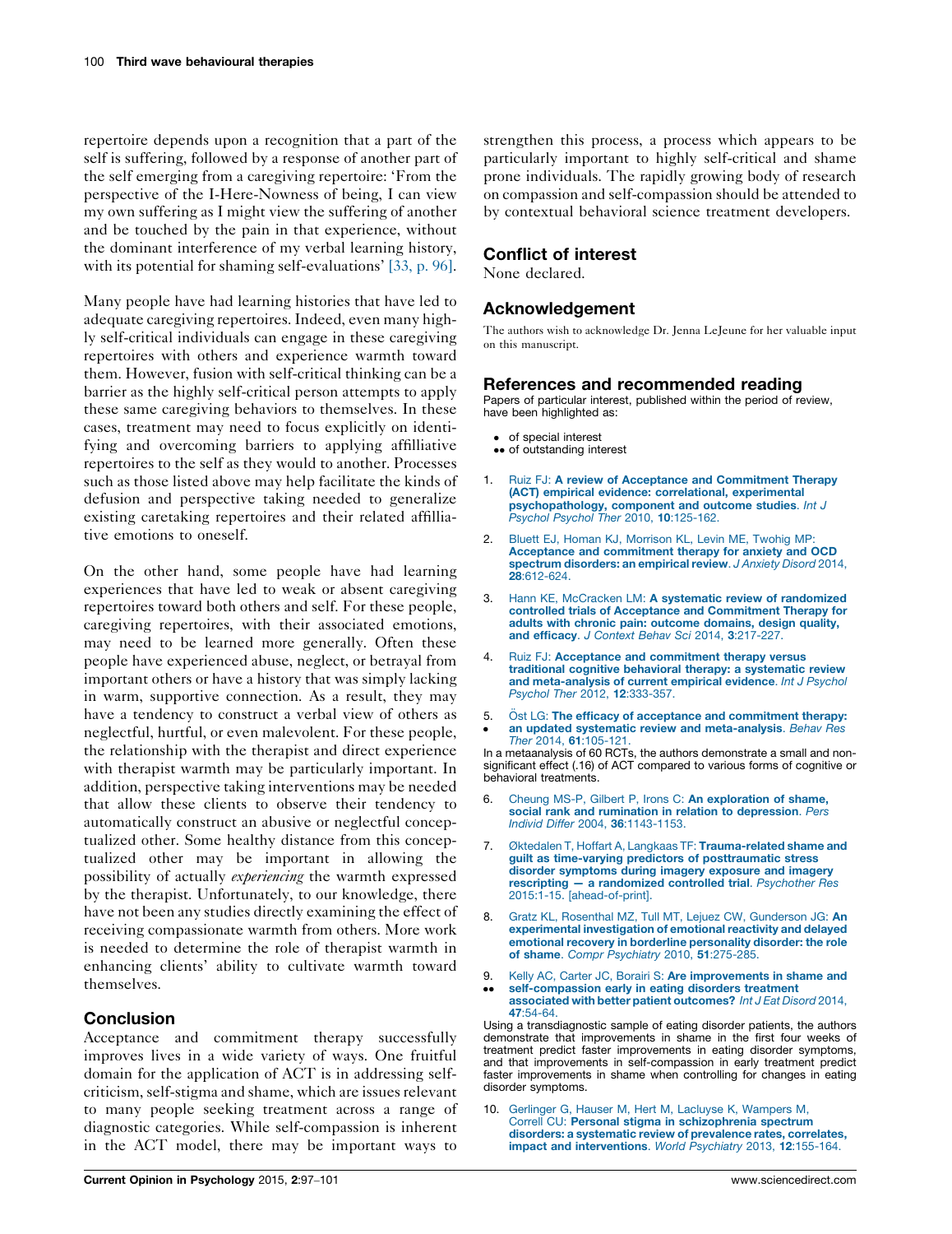repertoire depends upon a recognition that a part of the self is suffering, followed by a response of another part of the self emerging from a caregiving repertoire: 'From the perspective of the I-Here-Nowness of being, I can view my own suffering as I might view the suffering of another and be touched by the pain in that experience, without the dominant interference of my verbal learning history, with its potential for shaming self-evaluations' [33, p. 96].

Many people have had learning histories that have led to adequate caregiving repertoires. Indeed, even many highly self-critical individuals can engage in these caregiving repertoires with others and experience warmth toward them. However, fusion with self-critical thinking can be a barrier as the highly self-critical person attempts to apply these same caregiving behaviors to themselves. In these cases, treatment may need to focus explicitly on identifying and overcoming barriers to applying affilliative repertoires to the self as they would to another. Processes such as those listed above may help facilitate the kinds of defusion and perspective taking needed to generalize existing caretaking repertoires and their related affilliative emotions to oneself.

On the other hand, some people have had learning experiences that have led to weak or absent caregiving repertoires toward both others and self. For these people, caregiving repertoires, with their associated emotions, may need to be learned more generally. Often these people have experienced abuse, neglect, or betrayal from important others or have a history that was simply lacking in warm, supportive connection. As a result, they may have a tendency to construct a verbal view of others as neglectful, hurtful, or even malevolent. For these people, the relationship with the therapist and direct experience with therapist warmth may be particularly important. In addition, perspective taking interventions may be needed that allow these clients to observe their tendency to automatically construct an abusive or neglectful conceptualized other. Some healthy distance from this conceptualized other may be important in allowing the possibility of actually *experiencing* the warmth expressed by the therapist. Unfortunately, to our knowledge, there have not been any studies directly examining the effect of receiving compassionate warmth from others. More work is needed to determine the role of therapist warmth in enhancing clients' ability to cultivate warmth toward themselves.

## Conclusion

Acceptance and commitment therapy successfully improves lives in a wide variety of ways. One fruitful domain for the application of ACT is in addressing self-criticism, self-stigma and shame, which are issues relevant to many people seeking treatment across a range of diagnostic categories. While self-compassion is inherent in the ACT model, there may be important ways to strengthen this process, a process which appears to be particularly important to highly self-critical and shame prone individuals. The rapidly growing body of research on compassion and self-compassion should be attended to by contextual behavioral science treatment developers.

## Conflict of interest

None declared.

## Acknowledgement

The authors wish to acknowledge Dr. Jenna LeJeune for her valuable input on this manuscript.

## References and recommended reading

Papers of particular interest, published within the period of review, have been highlighted as:

- • of special interest
- •• of outstanding interest

1. Ruiz FJ: **A review of Acceptance and Commitment Therapy (ACT) empirical evidence: correlational, experimental psychopathology, component and outcome studies**. *Int J Psychol Psychol Ther* 2010, **10**:125-162.

2. Bluett EJ, Homan KJ, Morrison KL, Levin ME, Twohig MP: **Acceptance and commitment therapy for anxiety and OCD spectrum disorders: an empirical review**. *J Anxiety Disord* 2014, **28**:612-624.

3. Hann KE, McCracken LM: **A systematic review of randomized controlled trials of Acceptance and Commitment Therapy for adults with chronic pain: outcome domains, design quality, and efficacy**. *J Context Behav Sci* 2014, **3**:217-227.

4. Ruiz FJ: **Acceptance and commitment therapy versus traditional cognitive behavioral therapy: a systematic review and meta-analysis of current empirical evidence**. *Int J Psychol Psychol Ther* 2012, **12**:333-357.

5. • Öst LG: **The efficacy of acceptance and commitment therapy: an updated systematic review and meta-analysis**. *Behav Res Ther* 2014, **61**:105-121.

   In a metaanalysis of 60 RCTs, the authors demonstrate a small and non-significant effect (.16) of ACT compared to various forms of cognitive or behavioral treatments.

6. Cheung MS-P, Gilbert P, Irons C: **An exploration of shame, social rank and rumination in relation to depression**. *Pers Individ Differ* 2004, **36**:1143-1153.

7. Øktedalen T, Hoffart A, Langkaas TF: **Trauma-related shame and guilt as time-varying predictors of posttraumatic stress disorder symptoms during imagery exposure and imagery rescripting — a randomized controlled trial**. *Psychother Res* 2015:1-15. [ahead-of-print].

8. Gratz KL, Rosenthal MZ, Tull MT, Lejuez CW, Gunderson JG: **An experimental investigation of emotional reactivity and delayed emotional recovery in borderline personality disorder: the role of shame**. *Compr Psychiatry* 2010, **51**:275-285.

9. •• Kelly AC, Carter JC, Borairi S: **Are improvements in shame and self-compassion early in eating disorders treatment associated with better patient outcomes?** *Int J Eat Disord* 2014, **47**:54-64.

   Using a transdiagnostic sample of eating disorder patients, the authors demonstrate that improvements in shame in the first four weeks of treatment predict faster improvements in eating disorder symptoms, and that improvements in self-compassion in early treatment predict faster improvements in shame when controlling for changes in eating disorder symptoms.

10. Gerlinger G, Hauser M, Hert M, Lacluyse K, Wampers M, Correll CU: **Personal stigma in schizophrenia spectrum disorders: a systematic review of prevalence rates, correlates, impact and interventions**. *World Psychiatry* 2013, **12**:155-164.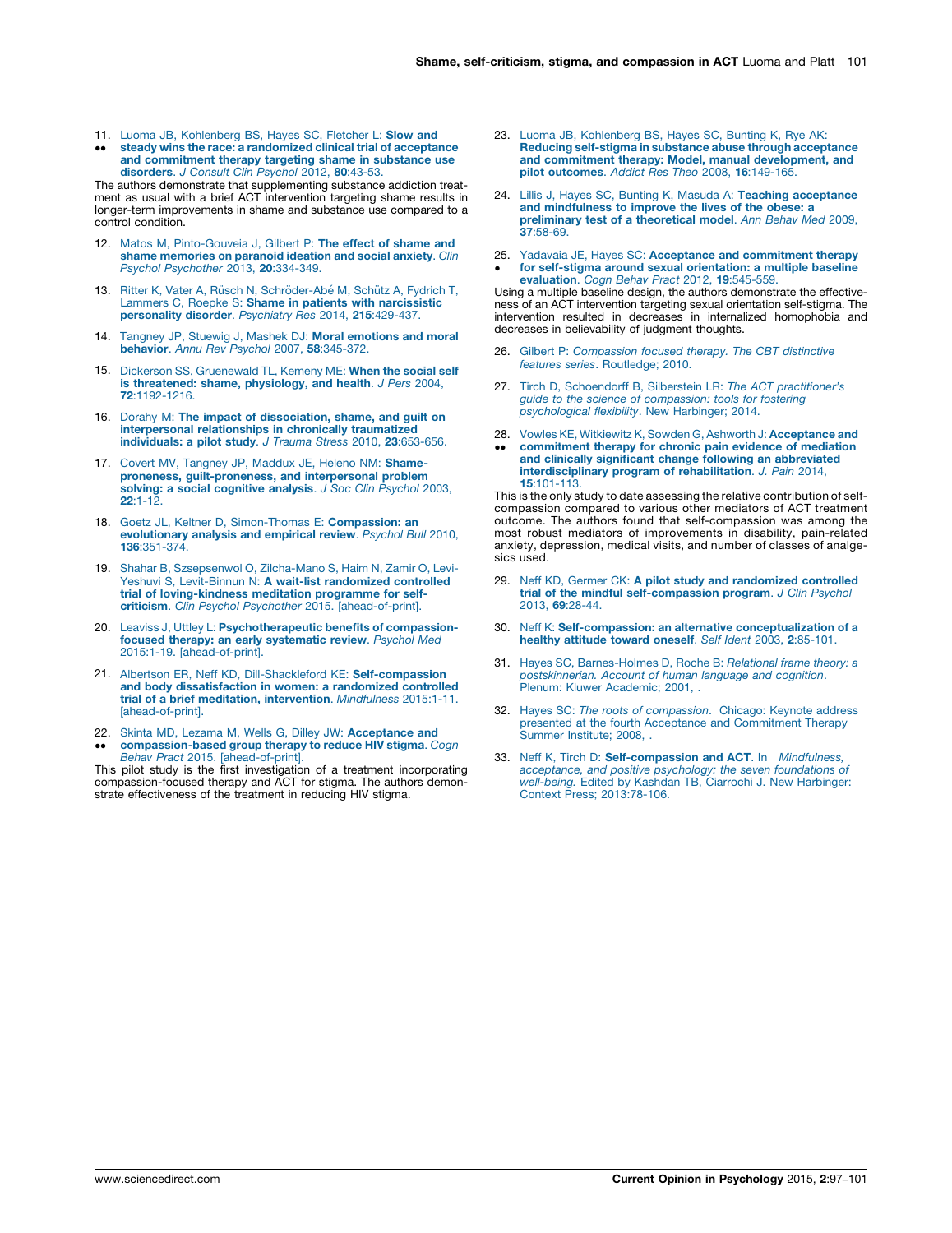11. •• Luoma JB, Kohlenberg BS, Hayes SC, Fletcher L: **Slow and steady wins the race: a randomized clinical trial of acceptance and commitment therapy targeting shame in substance use disorders**. *J Consult Clin Psychol* 2012, **80**:43-53.

The authors demonstrate that supplementing substance addiction treatment as usual with a brief ACT intervention targeting shame results in longer-term improvements in shame and substance use compared to a control condition.

12. Matos M, Pinto-Gouveia J, Gilbert P: **The effect of shame and shame memories on paranoid ideation and social anxiety**. *Clin Psychol Psychother* 2013, **20**:334-349.

13. Ritter K, Vater A, Rüsch N, Schröder-Abé M, Schütz A, Fydrich T, Lammers C, Roepke S: **Shame in patients with narcissistic personality disorder**. *Psychiatry Res* 2014, **215**:429-437.

14. Tangney JP, Stuewig J, Mashek DJ: **Moral emotions and moral behavior**. *Annu Rev Psychol* 2007, **58**:345-372.

15. Dickerson SS, Gruenewald TL, Kemeny ME: **When the social self is threatened: shame, physiology, and health**. *J Pers* 2004, **72**:1192-1216.

16. Dorahy M: **The impact of dissociation, shame, and guilt on interpersonal relationships in chronically traumatized individuals: a pilot study**. *J Trauma Stress* 2010, **23**:653-656.

17. Covert MV, Tangney JP, Maddux JE, Heleno NM: **Shame-proneness, guilt-proneness, and interpersonal problem solving: a social cognitive analysis**. *J Soc Clin Psychol* 2003, **22**:1-12.

18. Goetz JL, Keltner D, Simon-Thomas E: **Compassion: an evolutionary analysis and empirical review**. *Psychol Bull* 2010, **136**:351-374.

19. Shahar B, Szsepsenwol O, Zilcha-Mano S, Haim N, Zamir O, Levi-Yeshuvi S, Levit-Binnun N: **A wait-list randomized controlled trial of loving-kindness meditation programme for self-criticism**. *Clin Psychol Psychother* 2015. [ahead-of-print].

20. Leaviss J, Uttley L: **Psychotherapeutic benefits of compassion-focused therapy: an early systematic review**. *Psychol Med* 2015:1-19. [ahead-of-print].

21. Albertson ER, Neff KD, Dill-Shackleford KE: **Self-compassion and body dissatisfaction in women: a randomized controlled trial of a brief meditation, intervention**. *Mindfulness* 2015:1-11. [ahead-of-print].

22. •• Skinta MD, Lezama M, Wells G, Dilley JW: **Acceptance and compassion-based group therapy to reduce HIV stigma**. *Cogn Behav Pract* 2015. [ahead-of-print].

This pilot study is the first investigation of a treatment incorporating compassion-focused therapy and ACT for stigma. The authors demonstrate effectiveness of the treatment in reducing HIV stigma.

23. Luoma JB, Kohlenberg BS, Hayes SC, Bunting K, Rye AK: **Reducing self-stigma in substance abuse through acceptance and commitment therapy: Model, manual development, and pilot outcomes**. *Addict Res Theo* 2008, **16**:149-165.

24. Lillis J, Hayes SC, Bunting K, Masuda A: **Teaching acceptance and mindfulness to improve the lives of the obese: a preliminary test of a theoretical model**. *Ann Behav Med* 2009, **37**:58-69.

25. • Yadavaia JE, Hayes SC: **Acceptance and commitment therapy for self-stigma around sexual orientation: a multiple baseline evaluation**. *Cogn Behav Pract* 2012, **19**:545-559.

Using a multiple baseline design, the authors demonstrate the effectiveness of an ACT intervention targeting sexual orientation self-stigma. The intervention resulted in decreases in internalized homophobia and decreases in believability of judgment thoughts.

26. Gilbert P: *Compassion focused therapy. The CBT distinctive features series*. Routledge; 2010.

27. Tirch D, Schoendorff B, Silberstein LR: *The ACT practitioner's guide to the science of compassion: tools for fostering psychological flexibility*. New Harbinger; 2014.

28. •• Vowles KE, Witkiewitz K, Sowden G, Ashworth J: **Acceptance and commitment therapy for chronic pain evidence of mediation and clinically significant change following an abbreviated interdisciplinary program of rehabilitation**. *J. Pain* 2014, **15**:101-113.

This is the only study to date assessing the relative contribution of self-compassion compared to various other mediators of ACT treatment outcome. The authors found that self-compassion was among the most robust mediators of improvements in disability, pain-related anxiety, depression, medical visits, and number of classes of analgesics used.

29. Neff KD, Germer CK: **A pilot study and randomized controlled trial of the mindful self-compassion program**. *J Clin Psychol* 2013, **69**:28-44.

30. Neff K: **Self-compassion: an alternative conceptualization of a healthy attitude toward oneself**. *Self Ident* 2003, **2**:85-101.

31. Hayes SC, Barnes-Holmes D, Roche B: *Relational frame theory: a postskinnerian. Account of human language and cognition*. Plenum: Kluwer Academic; 2001, .

32. Hayes SC: *The roots of compassion*. Chicago: Keynote address presented at the fourth Acceptance and Commitment Therapy Summer Institute; 2008, .

33. Neff K, Tirch D: **Self-compassion and ACT**. In *Mindfulness, acceptance, and positive psychology: the seven foundations of well-being.* Edited by Kashdan TB, Ciarrochi J. New Harbinger: Context Press; 2013:78-106.